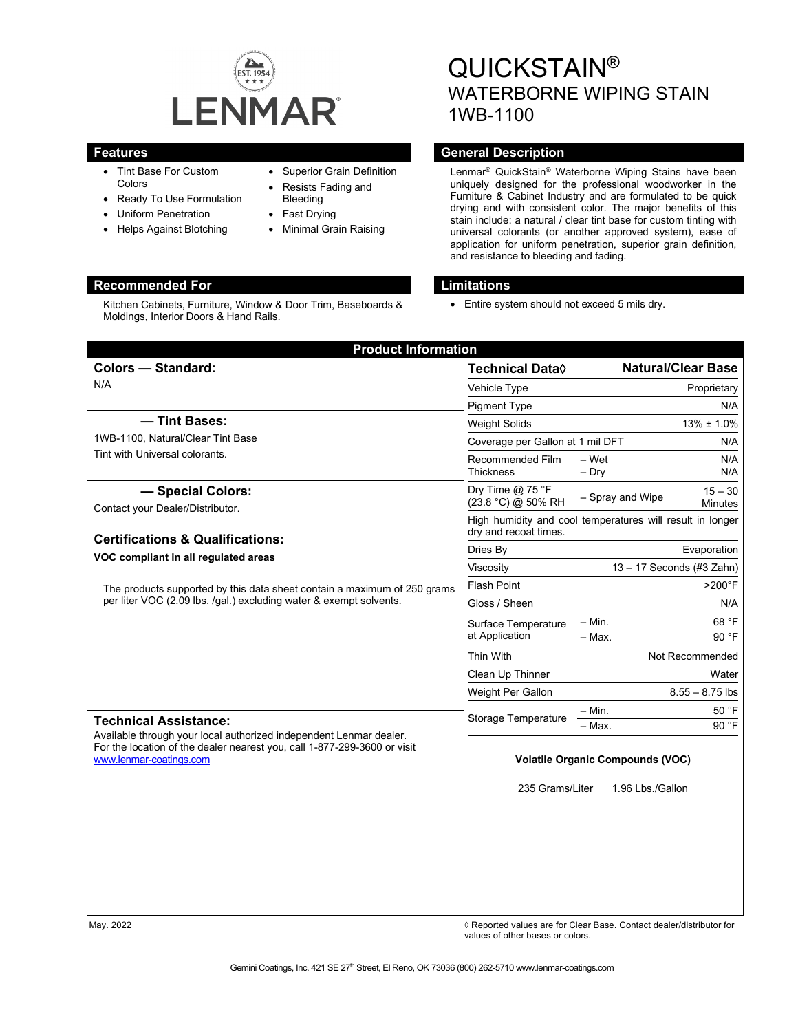LENMAR

# QUICKSTAIN®
## WATERBORNE WIPING STAIN
## 1WB-1100

## Features

- Tint Base For Custom Colors
- Ready To Use Formulation
- Uniform Penetration
- Helps Against Blotching
- Superior Grain Definition
- Resists Fading and Bleeding
- Fast Drying
- Minimal Grain Raising

## General Description

Lenmar® QuickStain® Waterborne Wiping Stains have been uniquely designed for the professional woodworker in the Furniture & Cabinet Industry and are formulated to be quick drying and with consistent color. The major benefits of this stain include: a natural / clear tint base for custom tinting with universal colorants (or another approved system), ease of application for uniform penetration, superior grain definition, and resistance to bleeding and fading.

## Recommended For

Kitchen Cabinets, Furniture, Window & Door Trim, Baseboards & Moldings, Interior Doors & Hand Rails.

## Limitations

- Entire system should not exceed 5 mils dry.

## Product Information

### Colors — Standard:

N/A

### — Tint Bases:

1WB-1100, Natural/Clear Tint Base

Tint with Universal colorants.

### — Special Colors:

Contact your Dealer/Distributor.

### Certifications & Qualifications:

**VOC compliant in all regulated areas**

The products supported by this data sheet contain a maximum of 250 grams per liter VOC (2.09 lbs. /gal.) excluding water & exempt solvents.

### Technical Assistance:

Available through your local authorized independent Lenmar dealer. For the location of the dealer nearest you, call 1-877-299-3600 or visit www.lenmar-coatings.com

| Technical Data◊ | | Natural/Clear Base |
|---|---|---|
| Vehicle Type | | Proprietary |
| Pigment Type | | N/A |
| Weight Solids | | 13% ± 1.0% |
| Coverage per Gallon at 1 mil DFT | | N/A |
| Recommended Film Thickness | – Wet | N/A |
| | – Dry | N/A |
| Dry Time @ 75 °F (23.8 °C) @ 50% RH | – Spray and Wipe | 15 – 30 Minutes |
| High humidity and cool temperatures will result in longer dry and recoat times. | | |
| Dries By | | Evaporation |
| Viscosity | | 13 – 17 Seconds (#3 Zahn) |
| Flash Point | | >200°F |
| Gloss / Sheen | | N/A |
| Surface Temperature at Application | – Min. | 68 °F |
| | – Max. | 90 °F |
| Thin With | | Not Recommended |
| Clean Up Thinner | | Water |
| Weight Per Gallon | | 8.55 – 8.75 lbs |
| Storage Temperature | – Min. | 50 °F |
| | – Max. | 90 °F |

**Volatile Organic Compounds (VOC)**

235 Grams/Liter 1.96 Lbs./Gallon

May. 2022

◊ Reported values are for Clear Base. Contact dealer/distributor for values of other bases or colors.

Gemini Coatings, Inc. 421 SE 27th Street, El Reno, OK 73036 (800) 262-5710 www.lenmar-coatings.com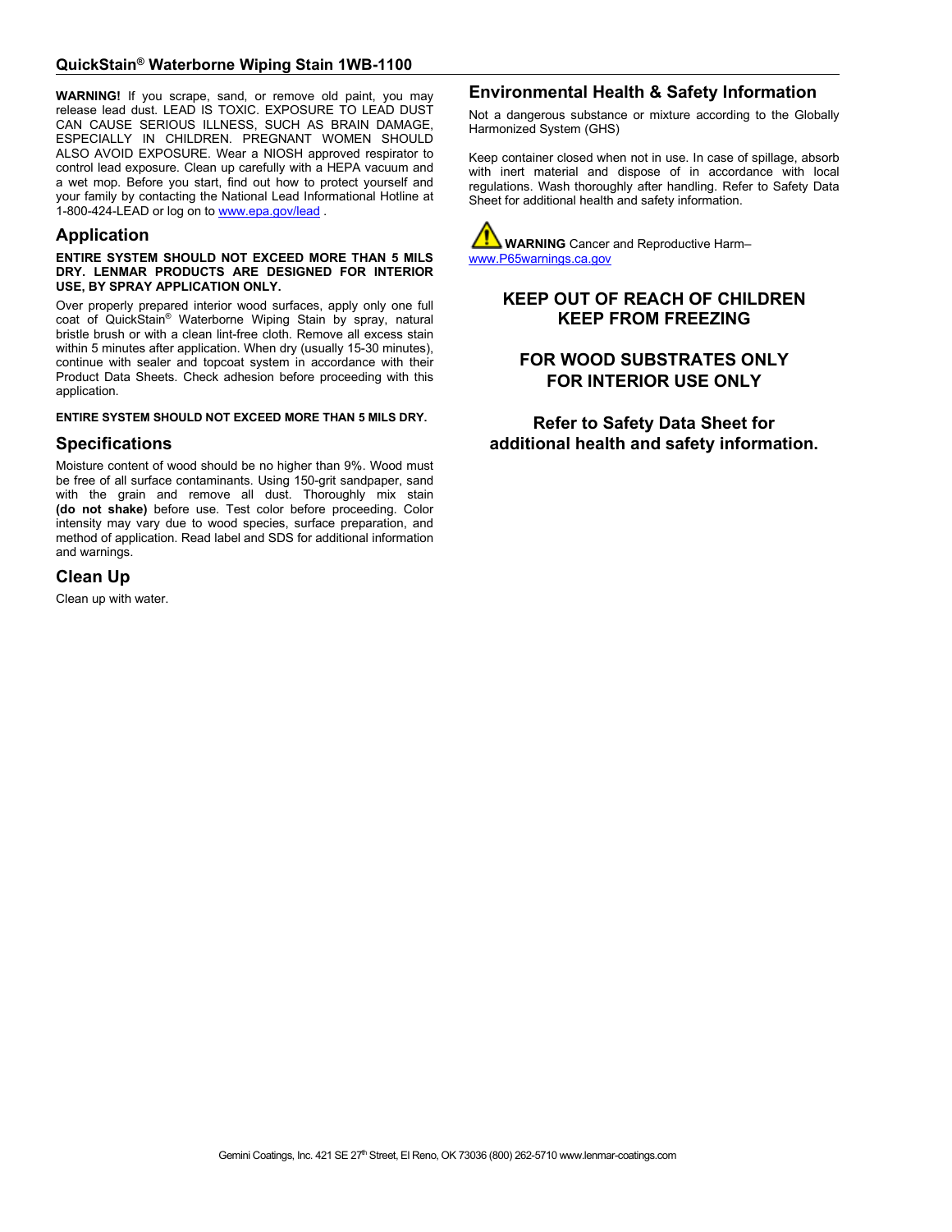**WARNING!** If you scrape, sand, or remove old paint, you may release lead dust. LEAD IS TOXIC. EXPOSURE TO LEAD DUST CAN CAUSE SERIOUS ILLNESS, SUCH AS BRAIN DAMAGE, ESPECIALLY IN CHILDREN. PREGNANT WOMEN SHOULD ALSO AVOID EXPOSURE. Wear a NIOSH approved respirator to control lead exposure. Clean up carefully with a HEPA vacuum and a wet mop. Before you start, find out how to protect yourself and your family by contacting the National Lead Informational Hotline at 1-800-424-LEAD or log on to www.epa.gov/lead .

## Application

**ENTIRE SYSTEM SHOULD NOT EXCEED MORE THAN 5 MILS DRY. LENMAR PRODUCTS ARE DESIGNED FOR INTERIOR USE, BY SPRAY APPLICATION ONLY.**

Over properly prepared interior wood surfaces, apply only one full coat of QuickStain® Waterborne Wiping Stain by spray, natural bristle brush or with a clean lint-free cloth. Remove all excess stain within 5 minutes after application. When dry (usually 15-30 minutes), continue with sealer and topcoat system in accordance with their Product Data Sheets. Check adhesion before proceeding with this application.

**ENTIRE SYSTEM SHOULD NOT EXCEED MORE THAN 5 MILS DRY.**

## Specifications

Moisture content of wood should be no higher than 9%. Wood must be free of all surface contaminants. Using 150-grit sandpaper, sand with the grain and remove all dust. Thoroughly mix stain **(do not shake)** before use. Test color before proceeding. Color intensity may vary due to wood species, surface preparation, and method of application. Read label and SDS for additional information and warnings.

## Clean Up

Clean up with water.

## Environmental Health & Safety Information

Not a dangerous substance or mixture according to the Globally Harmonized System (GHS)

Keep container closed when not in use. In case of spillage, absorb with inert material and dispose of in accordance with local regulations. Wash thoroughly after handling. Refer to Safety Data Sheet for additional health and safety information.

**WARNING** Cancer and Reproductive Harm– www.P65warnings.ca.gov

**KEEP OUT OF REACH OF CHILDREN**
**KEEP FROM FREEZING**

**FOR WOOD SUBSTRATES ONLY**
**FOR INTERIOR USE ONLY**

**Refer to Safety Data Sheet for additional health and safety information.**

Gemini Coatings, Inc. 421 SE 27th Street, El Reno, OK 73036 (800) 262-5710 www.lenmar-coatings.com